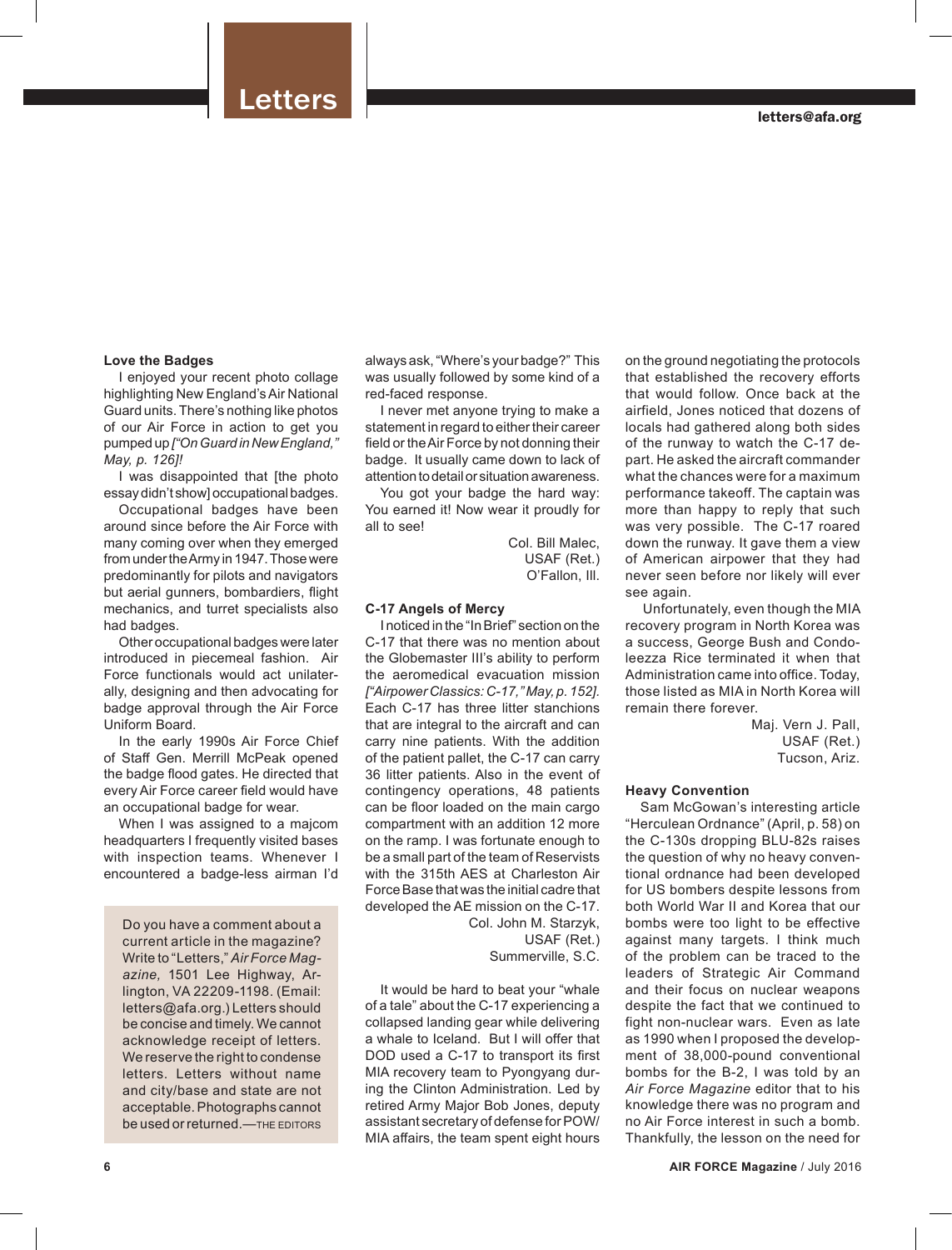# Letters

letters@afa.org

### Love the Badges

I enjoyed your recent photo collage highlighting New England's Air National Guard units. There's nothing like photos of our Air Force in action to get you pumped up *["On Guard in New England," May, p. 126]!*

I was disappointed that [the photo essay didn't show] occupational badges.

Occupational badges have been around since before the Air Force with many coming over when they emerged from under the Army in 1947. Those were predominantly for pilots and navigators but aerial gunners, bombardiers, flight mechanics, and turret specialists also had badges.

Other occupational badges were later introduced in piecemeal fashion. Air Force functionals would act unilaterally, designing and then advocating for badge approval through the Air Force Uniform Board.

In the early 1990s Air Force Chief of Staff Gen. Merrill McPeak opened the badge flood gates. He directed that every Air Force career field would have an occupational badge for wear.

When I was assigned to a majcom headquarters I frequently visited bases with inspection teams. Whenever I encountered a badge-less airman I'd always ask, "Where's your badge?" This was usually followed by some kind of a red-faced response.

I never met anyone trying to make a statement in regard to either their career field or the Air Force by not donning their badge. It usually came down to lack of attention to detail or situation awareness.

You got your badge the hard way: You earned it! Now wear it proudly for all to see!

Col. Bill Malec,
USAF (Ret.)
O'Fallon, Ill.

> Do you have a comment about a current article in the magazine? Write to "Letters," *Air Force Magazine,* 1501 Lee Highway, Arlington, VA 22209-1198. (Email: letters@afa.org.) Letters should be concise and timely. We cannot acknowledge receipt of letters. We reserve the right to condense letters. Letters without name and city/base and state are not acceptable. Photographs cannot be used or returned.—THE EDITORS

### C-17 Angels of Mercy

I noticed in the "In Brief" section on the C-17 that there was no mention about the Globemaster III's ability to perform the aeromedical evacuation mission *["Airpower Classics: C-17," May, p. 152].* Each C-17 has three litter stanchions that are integral to the aircraft and can carry nine patients. With the addition of the patient pallet, the C-17 can carry 36 litter patients. Also in the event of contingency operations, 48 patients can be floor loaded on the main cargo compartment with an addition 12 more on the ramp. I was fortunate enough to be a small part of the team of Reservists with the 315th AES at Charleston Air Force Base that was the initial cadre that developed the AE mission on the C-17.

Col. John M. Starzyk,
USAF (Ret.)
Summerville, S.C.

It would be hard to beat your "whale of a tale" about the C-17 experiencing a collapsed landing gear while delivering a whale to Iceland. But I will offer that DOD used a C-17 to transport its first MIA recovery team to Pyongyang during the Clinton Administration. Led by retired Army Major Bob Jones, deputy assistant secretary of defense for POW/MIA affairs, the team spent eight hours on the ground negotiating the protocols that established the recovery efforts that would follow. Once back at the airfield, Jones noticed that dozens of locals had gathered along both sides of the runway to watch the C-17 depart. He asked the aircraft commander what the chances were for a maximum performance takeoff. The captain was more than happy to reply that such was very possible. The C-17 roared down the runway. It gave them a view of American airpower that they had never seen before nor likely will ever see again.

Unfortunately, even though the MIA recovery program in North Korea was a success, George Bush and Condoleezza Rice terminated it when that Administration came into office. Today, those listed as MIA in North Korea will remain there forever.

Maj. Vern J. Pall,
USAF (Ret.)
Tucson, Ariz.

### Heavy Convention

Sam McGowan's interesting article "Herculean Ordnance" (April, p. 58) on the C-130s dropping BLU-82s raises the question of why no heavy conventional ordnance had been developed for US bombers despite lessons from both World War II and Korea that our bombs were too light to be effective against many targets. I think much of the problem can be traced to the leaders of Strategic Air Command and their focus on nuclear weapons despite the fact that we continued to fight non-nuclear wars. Even as late as 1990 when I proposed the development of 38,000-pound conventional bombs for the B-2, I was told by an *Air Force Magazine* editor that to his knowledge there was no program and no Air Force interest in such a bomb. Thankfully, the lesson on the need for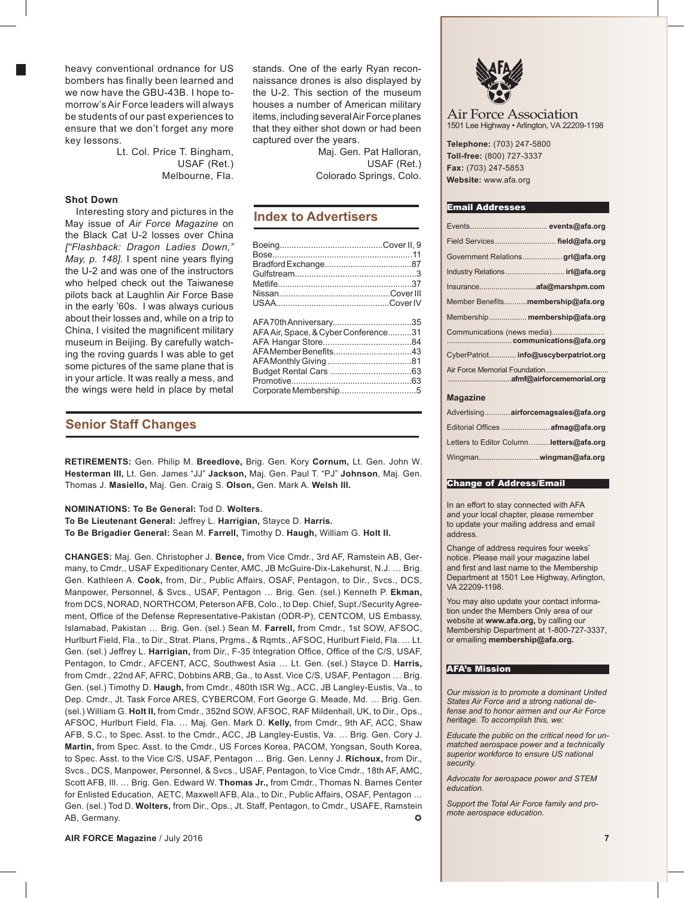heavy conventional ordnance for US bombers has finally been learned and we now have the GBU-43B. I hope tomorrow's Air Force leaders will always be students of our past experiences to ensure that we don't forget any more key lessons.

Lt. Col. Price T. Bingham,
USAF (Ret.)
Melbourne, Fla.

**Shot Down**

Interesting story and pictures in the May issue of *Air Force Magazine* on the Black Cat U-2 losses over China *["Flashback: Dragon Ladies Down," May, p. 148]*. I spent nine years flying the U-2 and was one of the instructors who helped check out the Taiwanese pilots back at Laughlin Air Force Base in the early '60s. I was always curious about their losses and, while on a trip to China, I visited the magnificent military museum in Beijing. By carefully watching the roving guards I was able to get some pictures of the same plane that is in your article. It was really a mess, and the wings were held in place by metal stands. One of the early Ryan reconnaissance drones is also displayed by the U-2. This section of the museum houses a number of American military items, including several Air Force planes that they either shot down or had been captured over the years.

Maj. Gen. Pat Halloran,
USAF (Ret.)
Colorado Springs, Colo.

## Index to Advertisers

| | |
|---|---|
| Boeing | Cover II, 9 |
| Bose | 11 |
| Bradford Exchange | 87 |
| Gulfstream | 3 |
| Metlife | 37 |
| Nissan | Cover III |
| USAA | Cover IV |
| | |
| AFA 70th Anniversary | 35 |
| AFA Air, Space, & Cyber Conference | 31 |
| AFA Hangar Store | 84 |
| AFA Member Benefits | 43 |
| AFA Monthly Giving | 81 |
| Budget Rental Cars | 63 |
| Promotive | 63 |
| Corporate Membership | 5 |

## Senior Staff Changes

**RETIREMENTS:** Gen. Philip M. **Breedlove,** Brig. Gen. Kory **Cornum,** Lt. Gen. John W. **Hesterman III,** Lt. Gen. James "JJ" **Jackson,** Maj. Gen. Paul T. "PJ" **Johnson**, Maj. Gen. Thomas J. **Masiello,** Maj. Gen. Craig S. **Olson,** Gen. Mark A. **Welsh III.**

**NOMINATIONS: To Be General:** Tod D. **Wolters.**
**To Be Lieutenant General:** Jeffrey L. **Harrigian,** Stayce D. **Harris.**
**To Be Brigadier General:** Sean M. **Farrell,** Timothy D. **Haugh,** William G. **Holt II.**

**CHANGES:** Maj. Gen. Christopher J. **Bence,** from Vice Cmdr., 3rd AF, Ramstein AB, Germany, to Cmdr., USAF Expeditionary Center, AMC, JB McGuire-Dix-Lakehurst, N.J. … Brig. Gen. Kathleen A. **Cook,** from, Dir., Public Affairs, OSAF, Pentagon, to Dir., Svcs., DCS, Manpower, Personnel, & Svcs., USAF, Pentagon … Brig. Gen. (sel.) Kenneth P. **Ekman,** from DCS, NORAD, NORTHCOM, Peterson AFB, Colo., to Dep. Chief, Supt./Security Agreement, Office of the Defense Representative-Pakistan (ODR-P), CENTCOM, US Embassy, Islamabad, Pakistan … Brig. Gen. (sel.) Sean M. **Farrell,** from Cmdr., 1st SOW, AFSOC, Hurlburt Field, Fla., to Dir., Strat. Plans, Prgms., & Rqmts., AFSOC, Hurlburt Field, Fla. … Lt. Gen. (sel.) Jeffrey L. **Harrigian,** from Dir., F-35 Integration Office, Office of the C/S, USAF, Pentagon, to Cmdr., AFCENT, ACC, Southwest Asia … Lt. Gen. (sel.) Stayce D. **Harris,** from Cmdr., 22nd AF, AFRC, Dobbins ARB, Ga., to Asst. Vice C/S, USAF, Pentagon … Brig. Gen. (sel.) Timothy D. **Haugh,** from Cmdr., 480th ISR Wg., ACC, JB Langley-Eustis, Va., to Dep. Cmdr., Jt. Task Force ARES, CYBERCOM, Fort George G. Meade, Md. … Brig. Gen. (sel.) William G. **Holt II,** from Cmdr., 352nd SOW, AFSOC, RAF Mildenhall, UK, to Dir., Ops., AFSOC, Hurlburt Field, Fla. … Maj. Gen. Mark D. **Kelly,** from Cmdr., 9th AF, ACC, Shaw AFB, S.C., to Spec. Asst. to the Cmdr., ACC, JB Langley-Eustis, Va. … Brig. Gen. Cory J. **Martin,** from Spec. Asst. to the Cmdr., US Forces Korea, PACOM, Yongsan, South Korea, to Spec. Asst. to the Vice C/S, USAF, Pentagon … Brig. Gen. Lenny J. **Richoux,** from Dir., Svcs., DCS, Manpower, Personnel, & Svcs., USAF, Pentagon, to Vice Cmdr., 18th AF, AMC, Scott AFB, Ill. … Brig. Gen. Edward W. **Thomas Jr.,** from Cmdr., Thomas N. Barnes Center for Enlisted Education, AETC, Maxwell AFB, Ala., to Dir., Public Affairs, OSAF, Pentagon … Gen. (sel.) Tod D. **Wolters,** from Dir., Ops., Jt. Staff, Pentagon, to Cmdr., USAFE, Ramstein AB, Germany. ✪

Air Force Association
1501 Lee Highway • Arlington, VA 22209-1198

**Telephone:** (703) 247-5800
**Toll-free:** (800) 727-3337
**Fax:** (703) 247-5853
**Website:** www.afa.org

### Email Addresses

| | |
|---|---|
| Events | **events@afa.org** |
| Field Services | **field@afa.org** |
| Government Relations | **grl@afa.org** |
| Industry Relations | **irl@afa.org** |
| Insurance | **afa@marshpm.com** |
| Member Benefits | **membership@afa.org** |
| Membership | **membership@afa.org** |
| Communications (news media) | **communications@afa.org** |
| CyberPatriot | **info@uscyberpatriot.org** |
| Air Force Memorial Foundation | **afmf@airforcememorial.org** |

**Magazine**

| | |
|---|---|
| Advertising | **airforcemagsales@afa.org** |
| Editorial Offices | **afmag@afa.org** |
| Letters to Editor Column | **letters@afa.org** |
| Wingman | **wingman@afa.org** |

### Change of Address/Email

In an effort to stay connected with AFA and your local chapter, please remember to update your mailing address and email address.

Change of address requires four weeks' notice. Please mail your magazine label and first and last name to the Membership Department at 1501 Lee Highway, Arlington, VA 22209-1198.

You may also update your contact information under the Members Only area of our website at **www.afa.org,** by calling our Membership Department at 1-800-727-3337, or emailing **membership@afa.org.**

### AFA's Mission

*Our mission is to promote a dominant United States Air Force and a strong national defense and to honor airmen and our Air Force heritage. To accomplish this, we:*

*Educate the public on the critical need for unmatched aerospace power and a technically superior workforce to ensure US national security.*

*Advocate for aerospace power and STEM education.*

*Support the Total Air Force family and promote aerospace education.*